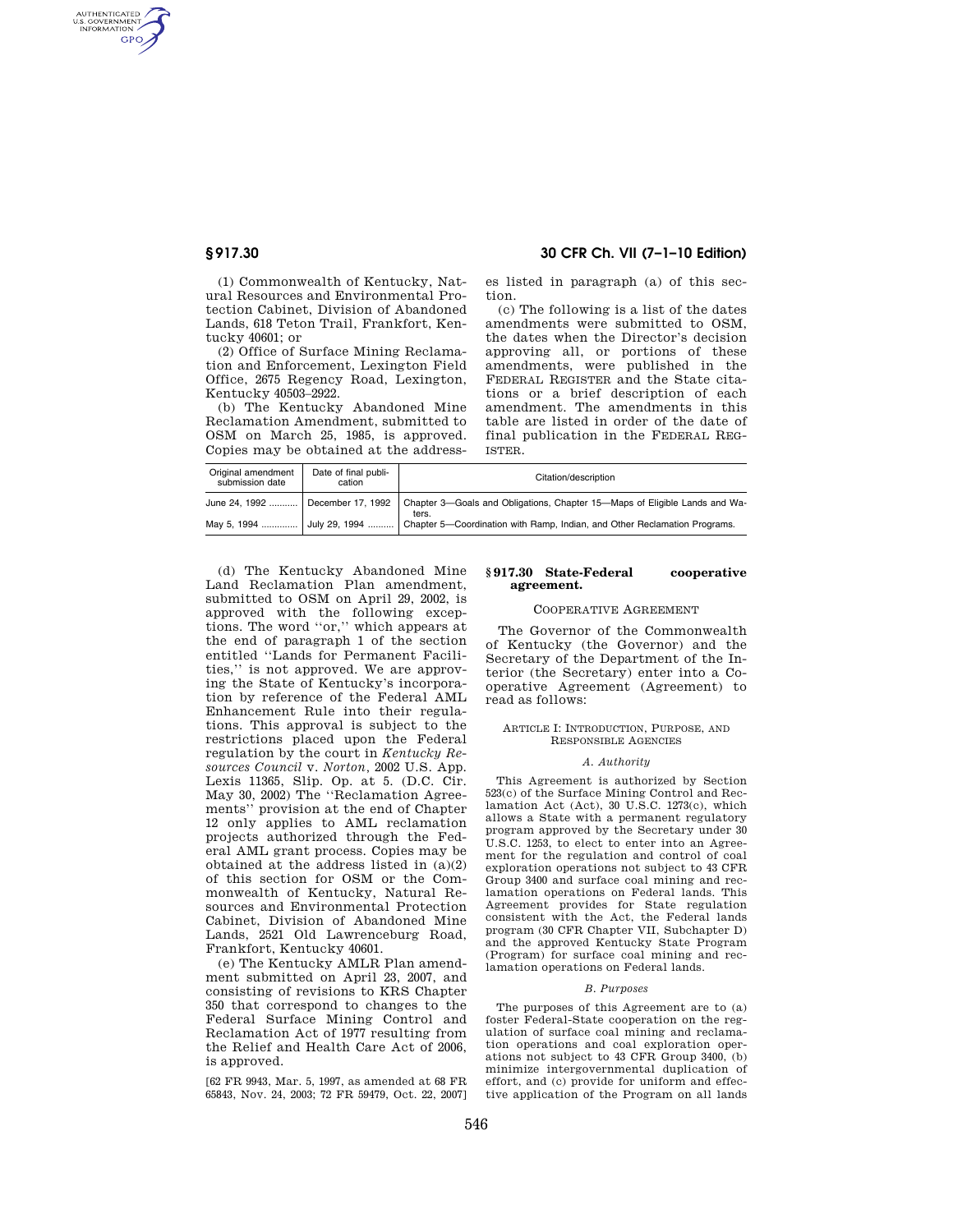(1) Commonwealth of Kentucky, Natural Resources and Environmental Protection Cabinet, Division of Abandoned Lands, 618 Teton Trail, Frankfort, Kentucky 40601; or

(2) Office of Surface Mining Reclamation and Enforcement, Lexington Field Office, 2675 Regency Road, Lexington, Kentucky 40503–2922.

(b) The Kentucky Abandoned Mine Reclamation Amendment, submitted to OSM on March 25, 1985, is approved. Copies may be obtained at the addresses listed in paragraph (a) of this section.

(c) The following is a list of the dates amendments were submitted to OSM, the dates when the Director's decision approving all, or portions of these amendments, were published in the FEDERAL REGISTER and the State citations or a brief description of each amendment. The amendments in this table are listed in order of the date of final publication in the FEDERAL REGISTER.

| Original amendment submission date | Date of final publication | Citation/description |
|---|---|---|
| June 24, 1992 | December 17, 1992 | Chapter 3—Goals and Obligations, Chapter 15—Maps of Eligible Lands and Waters. |
| May 5, 1994 | July 29, 1994 | Chapter 5—Coordination with Ramp, Indian, and Other Reclamation Programs. |

(d) The Kentucky Abandoned Mine Land Reclamation Plan amendment, submitted to OSM on April 29, 2002, is approved with the following exceptions. The word "or," which appears at the end of paragraph 1 of the section entitled "Lands for Permanent Facilities," is not approved. We are approving the State of Kentucky's incorporation by reference of the Federal AML Enhancement Rule into their regulations. This approval is subject to the restrictions placed upon the Federal regulation by the court in *Kentucky Resources Council* v. *Norton*, 2002 U.S. App. Lexis 11365, Slip. Op. at 5. (D.C. Cir. May 30, 2002) The "Reclamation Agreements" provision at the end of Chapter 12 only applies to AML reclamation projects authorized through the Federal AML grant process. Copies may be obtained at the address listed in (a)(2) of this section for OSM or the Commonwealth of Kentucky, Natural Resources and Environmental Protection Cabinet, Division of Abandoned Mine Lands, 2521 Old Lawrenceburg Road, Frankfort, Kentucky 40601.

(e) The Kentucky AMLR Plan amendment submitted on April 23, 2007, and consisting of revisions to KRS Chapter 350 that correspond to changes to the Federal Surface Mining Control and Reclamation Act of 1977 resulting from the Relief and Health Care Act of 2006, is approved.

[62 FR 9943, Mar. 5, 1997, as amended at 68 FR 65843, Nov. 24, 2003; 72 FR 59479, Oct. 22, 2007]

## § 917.30 State-Federal cooperative agreement.

COOPERATIVE AGREEMENT

The Governor of the Commonwealth of Kentucky (the Governor) and the Secretary of the Department of the Interior (the Secretary) enter into a Cooperative Agreement (Agreement) to read as follows:

### ARTICLE I: INTRODUCTION, PURPOSE, AND RESPONSIBLE AGENCIES

*A. Authority*

This Agreement is authorized by Section 523(c) of the Surface Mining Control and Reclamation Act (Act), 30 U.S.C. 1273(c), which allows a State with a permanent regulatory program approved by the Secretary under 30 U.S.C. 1253, to elect to enter into an Agreement for the regulation and control of coal exploration operations not subject to 43 CFR Group 3400 and surface coal mining and reclamation operations on Federal lands. This Agreement provides for State regulation consistent with the Act, the Federal lands program (30 CFR Chapter VII, Subchapter D) and the approved Kentucky State Program (Program) for surface coal mining and reclamation operations on Federal lands.

*B. Purposes*

The purposes of this Agreement are to (a) foster Federal-State cooperation on the regulation of surface coal mining and reclamation operations and coal exploration operations not subject to 43 CFR Group 3400, (b) minimize intergovernmental duplication of effort, and (c) provide for uniform and effective application of the Program on all lands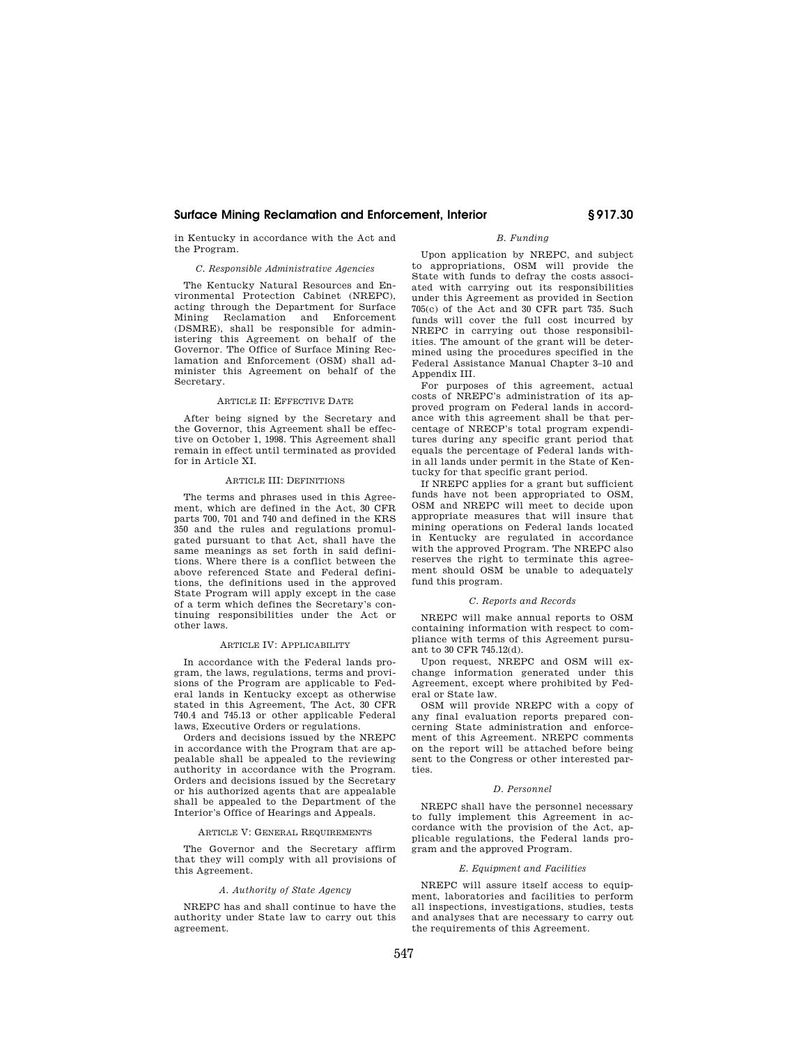in Kentucky in accordance with the Act and the Program.

*C. Responsible Administrative Agencies*

The Kentucky Natural Resources and Environmental Protection Cabinet (NREPC), acting through the Department for Surface Mining Reclamation and Enforcement (DSMRE), shall be responsible for administering this Agreement on behalf of the Governor. The Office of Surface Mining Reclamation and Enforcement (OSM) shall administer this Agreement on behalf of the Secretary.

ARTICLE II: EFFECTIVE DATE

After being signed by the Secretary and the Governor, this Agreement shall be effective on October 1, 1998. This Agreement shall remain in effect until terminated as provided for in Article XI.

ARTICLE III: DEFINITIONS

The terms and phrases used in this Agreement, which are defined in the Act, 30 CFR parts 700, 701 and 740 and defined in the KRS 350 and the rules and regulations promulgated pursuant to that Act, shall have the same meanings as set forth in said definitions. Where there is a conflict between the above referenced State and Federal definitions, the definitions used in the approved State Program will apply except in the case of a term which defines the Secretary's continuing responsibilities under the Act or other laws.

ARTICLE IV: APPLICABILITY

In accordance with the Federal lands program, the laws, regulations, terms and provisions of the Program are applicable to Federal lands in Kentucky except as otherwise stated in this Agreement, The Act, 30 CFR 740.4 and 745.13 or other applicable Federal laws, Executive Orders or regulations.

Orders and decisions issued by the NREPC in accordance with the Program that are appealable shall be appealed to the reviewing authority in accordance with the Program. Orders and decisions issued by the Secretary or his authorized agents that are appealable shall be appealed to the Department of the Interior's Office of Hearings and Appeals.

ARTICLE V: GENERAL REQUIREMENTS

The Governor and the Secretary affirm that they will comply with all provisions of this Agreement.

*A. Authority of State Agency*

NREPC has and shall continue to have the authority under State law to carry out this agreement.

*B. Funding*

Upon application by NREPC, and subject to appropriations, OSM will provide the State with funds to defray the costs associated with carrying out its responsibilities under this Agreement as provided in Section 705(c) of the Act and 30 CFR part 735. Such funds will cover the full cost incurred by NREPC in carrying out those responsibilities. The amount of the grant will be determined using the procedures specified in the Federal Assistance Manual Chapter 3–10 and Appendix III.

For purposes of this agreement, actual costs of NREPC's administration of its approved program on Federal lands in accordance with this agreement shall be that percentage of NRECP's total program expenditures during any specific grant period that equals the percentage of Federal lands within all lands under permit in the State of Kentucky for that specific grant period.

If NREPC applies for a grant but sufficient funds have not been appropriated to OSM, OSM and NREPC will meet to decide upon appropriate measures that will insure that mining operations on Federal lands located in Kentucky are regulated in accordance with the approved Program. The NREPC also reserves the right to terminate this agreement should OSM be unable to adequately fund this program.

*C. Reports and Records*

NREPC will make annual reports to OSM containing information with respect to compliance with terms of this Agreement pursuant to 30 CFR 745.12(d).

Upon request, NREPC and OSM will exchange information generated under this Agreement, except where prohibited by Federal or State law.

OSM will provide NREPC with a copy of any final evaluation reports prepared concerning State administration and enforcement of this Agreement. NREPC comments on the report will be attached before being sent to the Congress or other interested parties.

*D. Personnel*

NREPC shall have the personnel necessary to fully implement this Agreement in accordance with the provision of the Act, applicable regulations, the Federal lands program and the approved Program.

*E. Equipment and Facilities*

NREPC will assure itself access to equipment, laboratories and facilities to perform all inspections, investigations, studies, tests and analyses that are necessary to carry out the requirements of this Agreement.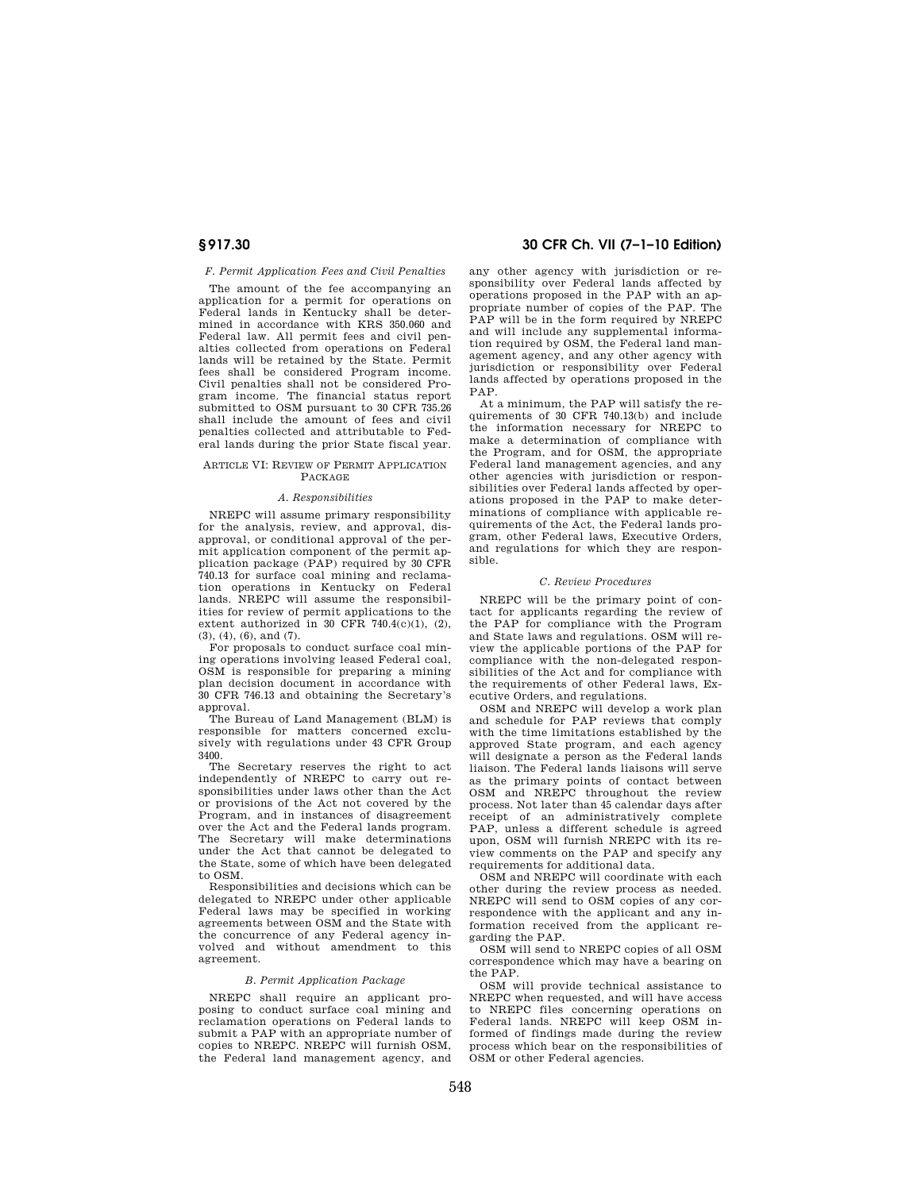*F. Permit Application Fees and Civil Penalties*

The amount of the fee accompanying an application for a permit for operations on Federal lands in Kentucky shall be determined in accordance with KRS 350.060 and Federal law. All permit fees and civil penalties collected from operations on Federal lands will be retained by the State. Permit fees shall be considered Program income. Civil penalties shall not be considered Program income. The financial status report submitted to OSM pursuant to 30 CFR 735.26 shall include the amount of fees and civil penalties collected and attributable to Federal lands during the prior State fiscal year.

ARTICLE VI: REVIEW OF PERMIT APPLICATION PACKAGE

*A. Responsibilities*

NREPC will assume primary responsibility for the analysis, review, and approval, disapproval, or conditional approval of the permit application component of the permit application package (PAP) required by 30 CFR 740.13 for surface coal mining and reclamation operations in Kentucky on Federal lands. NREPC will assume the responsibilities for review of permit applications to the extent authorized in 30 CFR 740.4(c)(1), (2), (3), (4), (6), and (7).

For proposals to conduct surface coal mining operations involving leased Federal coal, OSM is responsible for preparing a mining plan decision document in accordance with 30 CFR 746.13 and obtaining the Secretary's approval.

The Bureau of Land Management (BLM) is responsible for matters concerned exclusively with regulations under 43 CFR Group 3400.

The Secretary reserves the right to act independently of NREPC to carry out responsibilities under laws other than the Act or provisions of the Act not covered by the Program, and in instances of disagreement over the Act and the Federal lands program. The Secretary will make determinations under the Act that cannot be delegated to the State, some of which have been delegated to OSM.

Responsibilities and decisions which can be delegated to NREPC under other applicable Federal laws may be specified in working agreements between OSM and the State with the concurrence of any Federal agency involved and without amendment to this agreement.

*B. Permit Application Package*

NREPC shall require an applicant proposing to conduct surface coal mining and reclamation operations on Federal lands to submit a PAP with an appropriate number of copies to NREPC. NREPC will furnish OSM, the Federal land management agency, and any other agency with jurisdiction or responsibility over Federal lands affected by operations proposed in the PAP with an appropriate number of copies of the PAP. The PAP will be in the form required by NREPC and will include any supplemental information required by OSM, the Federal land management agency, and any other agency with jurisdiction or responsibility over Federal lands affected by operations proposed in the PAP.

At a minimum, the PAP will satisfy the requirements of 30 CFR 740.13(b) and include the information necessary for NREPC to make a determination of compliance with the Program, and for OSM, the appropriate Federal land management agencies, and any other agencies with jurisdiction or responsibilities over Federal lands affected by operations proposed in the PAP to make determinations of compliance with applicable requirements of the Act, the Federal lands program, other Federal laws, Executive Orders, and regulations for which they are responsible.

*C. Review Procedures*

NREPC will be the primary point of contact for applicants regarding the review of the PAP for compliance with the Program and State laws and regulations. OSM will review the applicable portions of the PAP for compliance with the non-delegated responsibilities of the Act and for compliance with the requirements of other Federal laws, Executive Orders, and regulations.

OSM and NREPC will develop a work plan and schedule for PAP reviews that comply with the time limitations established by the approved State program, and each agency will designate a person as the Federal lands liaison. The Federal lands liaisons will serve as the primary points of contact between OSM and NREPC throughout the review process. Not later than 45 calendar days after receipt of an administratively complete PAP, unless a different schedule is agreed upon, OSM will furnish NREPC with its review comments on the PAP and specify any requirements for additional data.

OSM and NREPC will coordinate with each other during the review process as needed. NREPC will send to OSM copies of any correspondence with the applicant and any information received from the applicant regarding the PAP.

OSM will send to NREPC copies of all OSM correspondence which may have a bearing on the PAP.

OSM will provide technical assistance to NREPC when requested, and will have access to NREPC files concerning operations on Federal lands. NREPC will keep OSM informed of findings made during the review process which bear on the responsibilities of OSM or other Federal agencies.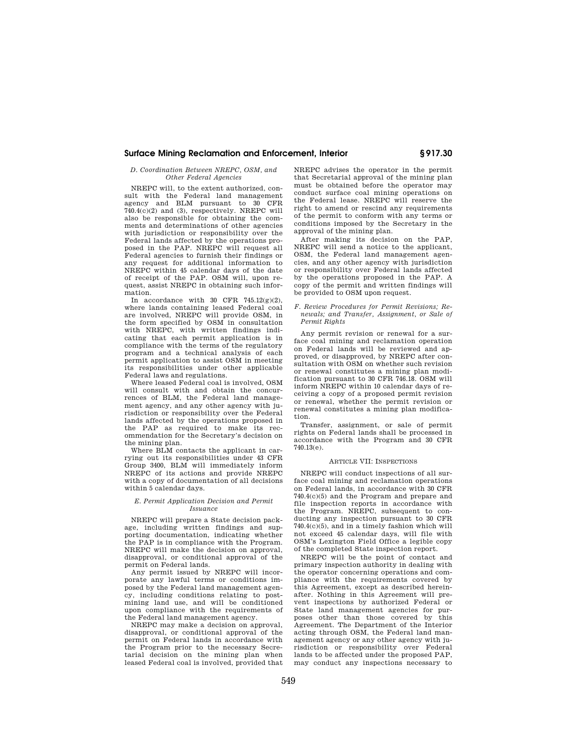*D. Coordination Between NREPC, OSM, and Other Federal Agencies*

NREPC will, to the extent authorized, consult with the Federal land management agency and BLM pursuant to 30 CFR 740.4(c)(2) and (3), respectively. NREPC will also be responsible for obtaining the comments and determinations of other agencies with jurisdiction or responsibility over the Federal lands affected by the operations proposed in the PAP. NREPC will request all Federal agencies to furnish their findings or any request for additional information to NREPC within 45 calendar days of the date of receipt of the PAP. OSM will, upon request, assist NREPC in obtaining such information.

In accordance with 30 CFR 745.12(g)(2), where lands containing leased Federal coal are involved, NREPC will provide OSM, in the form specified by OSM in consultation with NREPC, with written findings indicating that each permit application is in compliance with the terms of the regulatory program and a technical analysis of each permit application to assist OSM in meeting its responsibilities under other applicable Federal laws and regulations.

Where leased Federal coal is involved, OSM will consult with and obtain the concurrences of BLM, the Federal land management agency, and any other agency with jurisdiction or responsibility over the Federal lands affected by the operations proposed in the PAP as required to make its recommendation for the Secretary's decision on the mining plan.

Where BLM contacts the applicant in carrying out its responsibilities under 43 CFR Group 3400, BLM will immediately inform NREPC of its actions and provide NREPC with a copy of documentation of all decisions within 5 calendar days.

*E. Permit Application Decision and Permit Issuance*

NREPC will prepare a State decision package, including written findings and supporting documentation, indicating whether the PAP is in compliance with the Program. NREPC will make the decision on approval, disapproval, or conditional approval of the permit on Federal lands.

Any permit issued by NREPC will incorporate any lawful terms or conditions imposed by the Federal land management agency, including conditions relating to post-mining land use, and will be conditioned upon compliance with the requirements of the Federal land management agency.

NREPC may make a decision on approval, disapproval, or conditional approval of the permit on Federal lands in accordance with the Program prior to the necessary Secretarial decision on the mining plan when leased Federal coal is involved, provided that NREPC advises the operator in the permit that Secretarial approval of the mining plan must be obtained before the operator may conduct surface coal mining operations on the Federal lease. NREPC will reserve the right to amend or rescind any requirements of the permit to conform with any terms or conditions imposed by the Secretary in the approval of the mining plan.

After making its decision on the PAP, NREPC will send a notice to the applicant, OSM, the Federal land management agencies, and any other agency with jurisdiction or responsibility over Federal lands affected by the operations proposed in the PAP. A copy of the permit and written findings will be provided to OSM upon request.

*F. Review Procedures for Permit Revisions; Renewals; and Transfer, Assignment, or Sale of Permit Rights*

Any permit revision or renewal for a surface coal mining and reclamation operation on Federal lands will be reviewed and approved, or disapproved, by NREPC after consultation with OSM on whether such revision or renewal constitutes a mining plan modification pursuant to 30 CFR 746.18. OSM will inform NREPC within 10 calendar days of receiving a copy of a proposed permit revision or renewal, whether the permit revision or renewal constitutes a mining plan modification.

Transfer, assignment, or sale of permit rights on Federal lands shall be processed in accordance with the Program and 30 CFR 740.13(e).

ARTICLE VII: INSPECTIONS

NREPC will conduct inspections of all surface coal mining and reclamation operations on Federal lands, in accordance with 30 CFR 740.4(c)(5) and the Program and prepare and file inspection reports in accordance with the Program. NREPC, subsequent to conducting any inspection pursuant to 30 CFR 740.4(c)(5), and in a timely fashion which will not exceed 45 calendar days, will file with OSM's Lexington Field Office a legible copy of the completed State inspection report.

NREPC will be the point of contact and primary inspection authority in dealing with the operator concerning operations and compliance with the requirements covered by this Agreement, except as described hereinafter. Nothing in this Agreement will prevent inspections by authorized Federal or State land management agencies for purposes other than those covered by this Agreement. The Department of the Interior acting through OSM, the Federal land management agency or any other agency with jurisdiction or responsibility over Federal lands to be affected under the proposed PAP, may conduct any inspections necessary to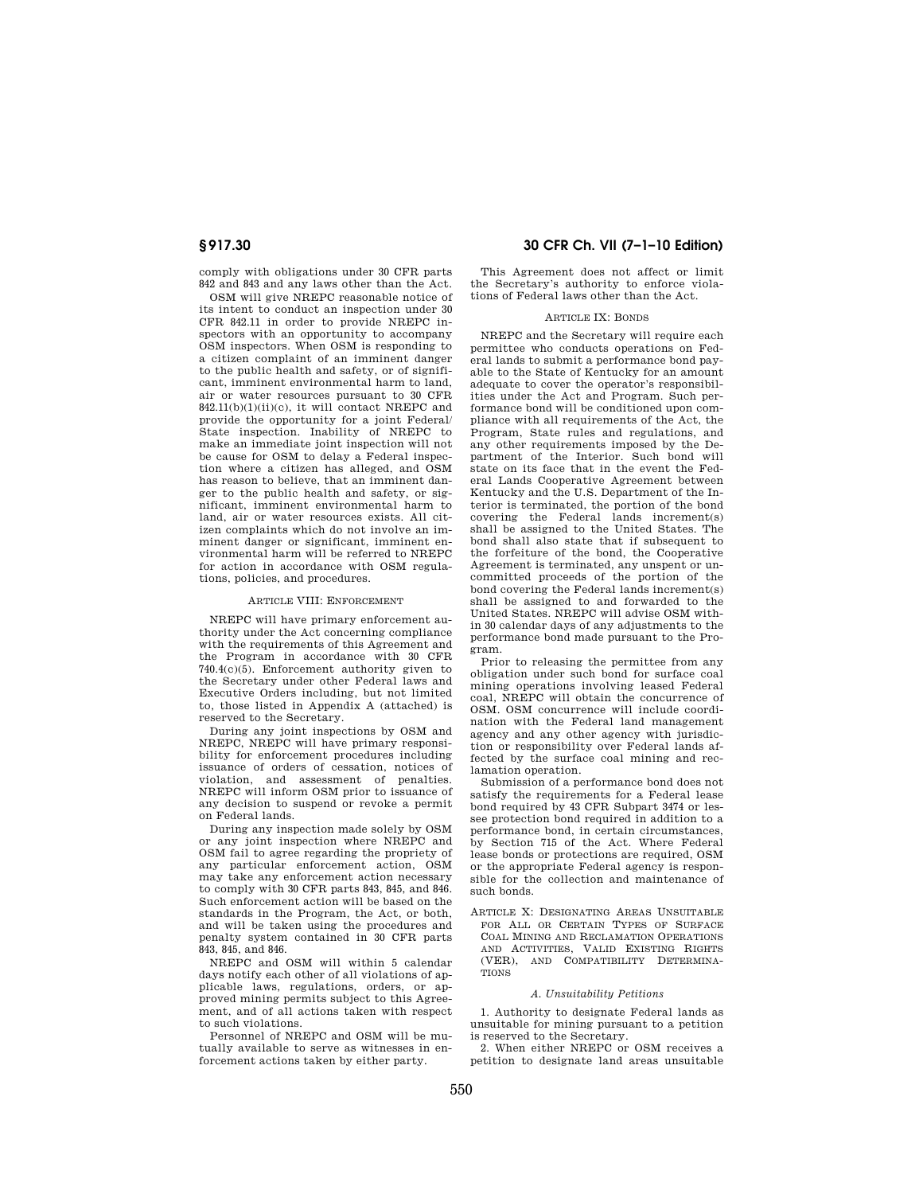comply with obligations under 30 CFR parts 842 and 843 and any laws other than the Act.

OSM will give NREPC reasonable notice of its intent to conduct an inspection under 30 CFR 842.11 in order to provide NREPC inspectors with an opportunity to accompany OSM inspectors. When OSM is responding to a citizen complaint of an imminent danger to the public health and safety, or of significant, imminent environmental harm to land, air or water resources pursuant to 30 CFR 842.11(b)(1)(ii)(c), it will contact NREPC and provide the opportunity for a joint Federal/State inspection. Inability of NREPC to make an immediate joint inspection will not be cause for OSM to delay a Federal inspection where a citizen has alleged, and OSM has reason to believe, that an imminent danger to the public health and safety, or significant, imminent environmental harm to land, air or water resources exists. All citizen complaints which do not involve an imminent danger or significant, imminent environmental harm will be referred to NREPC for action in accordance with OSM regulations, policies, and procedures.

#### ARTICLE VIII: ENFORCEMENT

NREPC will have primary enforcement authority under the Act concerning compliance with the requirements of this Agreement and the Program in accordance with 30 CFR 740.4(c)(5). Enforcement authority given to the Secretary under other Federal laws and Executive Orders including, but not limited to, those listed in Appendix A (attached) is reserved to the Secretary.

During any joint inspections by OSM and NREPC, NREPC will have primary responsibility for enforcement procedures including issuance of orders of cessation, notices of violation, and assessment of penalties. NREPC will inform OSM prior to issuance of any decision to suspend or revoke a permit on Federal lands.

During any inspection made solely by OSM or any joint inspection where NREPC and OSM fail to agree regarding the propriety of any particular enforcement action, OSM may take any enforcement action necessary to comply with 30 CFR parts 843, 845, and 846. Such enforcement action will be based on the standards in the Program, the Act, or both, and will be taken using the procedures and penalty system contained in 30 CFR parts 843, 845, and 846.

NREPC and OSM will within 5 calendar days notify each other of all violations of applicable laws, regulations, orders, or approved mining permits subject to this Agreement, and of all actions taken with respect to such violations.

Personnel of NREPC and OSM will be mutually available to serve as witnesses in enforcement actions taken by either party.

This Agreement does not affect or limit the Secretary's authority to enforce violations of Federal laws other than the Act.

#### ARTICLE IX: BONDS

NREPC and the Secretary will require each permittee who conducts operations on Federal lands to submit a performance bond payable to the State of Kentucky for an amount adequate to cover the operator's responsibilities under the Act and Program. Such performance bond will be conditioned upon compliance with all requirements of the Act, the Program, State rules and regulations, and any other requirements imposed by the Department of the Interior. Such bond will state on its face that in the event the Federal Lands Cooperative Agreement between Kentucky and the U.S. Department of the Interior is terminated, the portion of the bond covering the Federal lands increment(s) shall be assigned to the United States. The bond shall also state that if subsequent to the forfeiture of the bond, the Cooperative Agreement is terminated, any unspent or uncommitted proceeds of the portion of the bond covering the Federal lands increment(s) shall be assigned to and forwarded to the United States. NREPC will advise OSM within 30 calendar days of any adjustments to the performance bond made pursuant to the Program.

Prior to releasing the permittee from any obligation under such bond for surface coal mining operations involving leased Federal coal, NREPC will obtain the concurrence of OSM. OSM concurrence will include coordination with the Federal land management agency and any other agency with jurisdiction or responsibility over Federal lands affected by the surface coal mining and reclamation operation.

Submission of a performance bond does not satisfy the requirements for a Federal lease bond required by 43 CFR Subpart 3474 or lessee protection bond required in addition to a performance bond, in certain circumstances, by Section 715 of the Act. Where Federal lease bonds or protections are required, OSM or the appropriate Federal agency is responsible for the collection and maintenance of such bonds.

#### ARTICLE X: DESIGNATING AREAS UNSUITABLE FOR ALL OR CERTAIN TYPES OF SURFACE COAL MINING AND RECLAMATION OPERATIONS AND ACTIVITIES, VALID EXISTING RIGHTS (VER), AND COMPATIBILITY DETERMINATIONS

*A. Unsuitability Petitions*

1. Authority to designate Federal lands as unsuitable for mining pursuant to a petition is reserved to the Secretary.

2. When either NREPC or OSM receives a petition to designate land areas unsuitable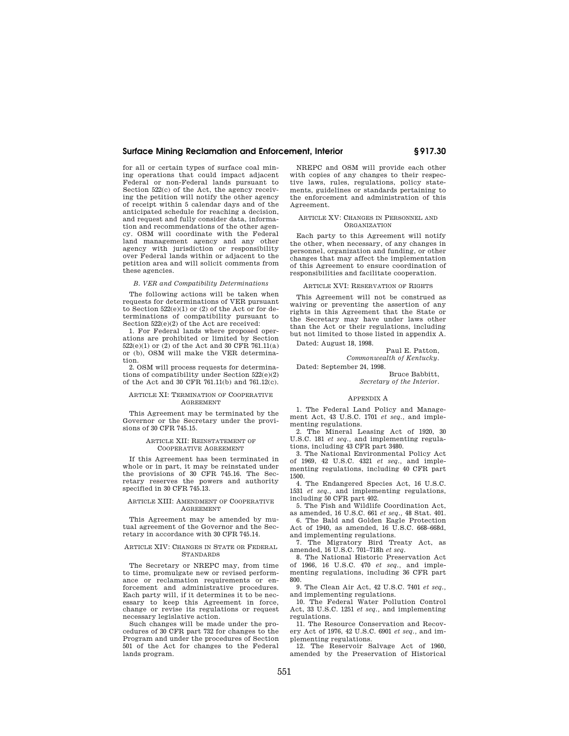for all or certain types of surface coal mining operations that could impact adjacent Federal or non-Federal lands pursuant to Section 522(c) of the Act, the agency receiving the petition will notify the other agency of receipt within 5 calendar days and of the anticipated schedule for reaching a decision, and request and fully consider data, information and recommendations of the other agency. OSM will coordinate with the Federal land management agency and any other agency with jurisdiction or responsibility over Federal lands within or adjacent to the petition area and will solicit comments from these agencies.

*B. VER and Compatibility Determinations*

The following actions will be taken when requests for determinations of VER pursuant to Section 522(e)(1) or (2) of the Act or for determinations of compatibility pursuant to Section 522(e)(2) of the Act are received:

1. For Federal lands where proposed operations are prohibited or limited by Section 522(e)(1) or (2) of the Act and 30 CFR 761.11(a) or (b), OSM will make the VER determination.

2. OSM will process requests for determinations of compatibility under Section 522(e)(2) of the Act and 30 CFR 761.11(b) and 761.12(c).

ARTICLE XI: TERMINATION OF COOPERATIVE AGREEMENT

This Agreement may be terminated by the Governor or the Secretary under the provisions of 30 CFR 745.15.

ARTICLE XII: REINSTATEMENT OF COOPERATIVE AGREEMENT

If this Agreement has been terminated in whole or in part, it may be reinstated under the provisions of 30 CFR 745.16. The Secretary reserves the powers and authority specified in 30 CFR 745.13.

ARTICLE XIII: AMENDMENT OF COOPERATIVE AGREEMENT

This Agreement may be amended by mutual agreement of the Governor and the Secretary in accordance with 30 CFR 745.14.

ARTICLE XIV: CHANGES IN STATE OR FEDERAL STANDARDS

The Secretary or NREPC may, from time to time, promulgate new or revised performance or reclamation requirements or enforcement and administrative procedures. Each party will, if it determines it to be necessary to keep this Agreement in force, change or revise its regulations or request necessary legislative action.

Such changes will be made under the procedures of 30 CFR part 732 for changes to the Program and under the procedures of Section 501 of the Act for changes to the Federal lands program.

NREPC and OSM will provide each other with copies of any changes to their respective laws, rules, regulations, policy statements, guidelines or standards pertaining to the enforcement and administration of this Agreement.

ARTICLE XV: CHANGES IN PERSONNEL AND ORGANIZATION

Each party to this Agreement will notify the other, when necessary, of any changes in personnel, organization and funding, or other changes that may affect the implementation of this Agreement to ensure coordination of responsibilities and facilitate cooperation.

ARTICLE XVI: RESERVATION OF RIGHTS

This Agreement will not be construed as waiving or preventing the assertion of any rights in this Agreement that the State or the Secretary may have under laws other than the Act or their regulations, including but not limited to those listed in appendix A.

Dated: August 18, 1998.

Paul E. Patton,
*Commonwealth of Kentucky.*

Dated: September 24, 1998.

Bruce Babbitt,
*Secretary of the Interior.*

APPENDIX A

1. The Federal Land Policy and Management Act, 43 U.S.C. 1701 *et seq.*, and implementing regulations.

2. The Mineral Leasing Act of 1920, 30 U.S.C. 181 *et seq.*, and implementing regulations, including 43 CFR part 3480.

3. The National Environmental Policy Act of 1969, 42 U.S.C. 4321 *et seq.*, and implementing regulations, including 40 CFR part 1500.

4. The Endangered Species Act, 16 U.S.C. 1531 *et seq.*, and implementing regulations, including 50 CFR part 402.

5. The Fish and Wildlife Coordination Act, as amended, 16 U.S.C. 661 *et seq.*, 48 Stat. 401.

6. The Bald and Golden Eagle Protection Act of 1940, as amended, 16 U.S.C. 668–668d, and implementing regulations.

7. The Migratory Bird Treaty Act, as amended, 16 U.S.C. 701–718h *et seq.*

8. The National Historic Preservation Act of 1966, 16 U.S.C. 470 *et seq.*, and implementing regulations, including 36 CFR part 800.

9. The Clean Air Act, 42 U.S.C. 7401 *et seq.*, and implementing regulations.

10. The Federal Water Pollution Control Act, 33 U.S.C. 1251 *et seq.*, and implementing regulations.

11. The Resource Conservation and Recovery Act of 1976, 42 U.S.C. 6901 *et seq.*, and implementing regulations.

12. The Reservoir Salvage Act of 1960, amended by the Preservation of Historical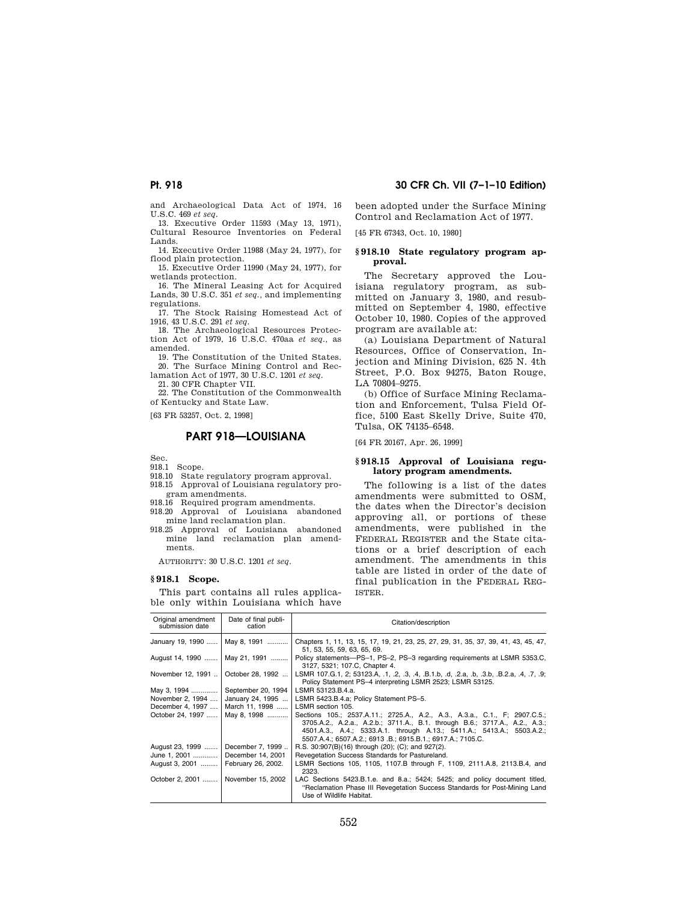and Archaeological Data Act of 1974, 16 U.S.C. 469 *et seq.*

13. Executive Order 11593 (May 13, 1971), Cultural Resource Inventories on Federal Lands.

14. Executive Order 11988 (May 24, 1977), for flood plain protection.

15. Executive Order 11990 (May 24, 1977), for wetlands protection.

16. The Mineral Leasing Act for Acquired Lands, 30 U.S.C. 351 *et seq.*, and implementing regulations.

17. The Stock Raising Homestead Act of 1916, 43 U.S.C. 291 *et seq.*

18. The Archaeological Resources Protection Act of 1979, 16 U.S.C. 470aa *et seq.*, as amended.

19. The Constitution of the United States.

20. The Surface Mining Control and Reclamation Act of 1977, 30 U.S.C. 1201 *et seq.*

21. 30 CFR Chapter VII.

22. The Constitution of the Commonwealth of Kentucky and State Law.

[63 FR 53257, Oct. 2, 1998]

## PART 918—LOUISIANA

Sec.
918.1 Scope.
918.10 State regulatory program approval.
918.15 Approval of Louisiana regulatory program amendments.
918.16 Required program amendments.
918.20 Approval of Louisiana abandoned mine land reclamation plan.
918.25 Approval of Louisiana abandoned mine land reclamation plan amendments.

AUTHORITY: 30 U.S.C. 1201 *et seq.*

### § 918.1 Scope.

This part contains all rules applicable only within Louisiana which have been adopted under the Surface Mining Control and Reclamation Act of 1977.

[45 FR 67343, Oct. 10, 1980]

### § 918.10 State regulatory program approval.

The Secretary approved the Louisiana regulatory program, as submitted on January 3, 1980, and resubmitted on September 4, 1980, effective October 10, 1980. Copies of the approved program are available at:

(a) Louisiana Department of Natural Resources, Office of Conservation, Injection and Mining Division, 625 N. 4th Street, P.O. Box 94275, Baton Rouge, LA 70804–9275.

(b) Office of Surface Mining Reclamation and Enforcement, Tulsa Field Office, 5100 East Skelly Drive, Suite 470, Tulsa, OK 74135–6548.

[64 FR 20167, Apr. 26, 1999]

### § 918.15 Approval of Louisiana regulatory program amendments.

The following is a list of the dates amendments were submitted to OSM, the dates when the Director's decision approving all, or portions of these amendments, were published in the FEDERAL REGISTER and the State citations or a brief description of each amendment. The amendments in this table are listed in order of the date of final publication in the FEDERAL REGISTER.

| Original amendment submission date | Date of final publication | Citation/description |
|---|---|---|
| January 19, 1990 | May 8, 1991 | Chapters 1, 11, 13, 15, 17, 19, 21, 23, 25, 27, 29, 31, 35, 37, 39, 41, 43, 45, 47, 51, 53, 55, 59, 63, 65, 69. |
| August 14, 1990 | May 21, 1991 | Policy statements—PS–1, PS–2, PS–3 regarding requirements at LSMR 5353.C, 3127, 5321; 107.C, Chapter 4. |
| November 12, 1991 | October 28, 1992 | LSMR 107.G.1, 2; 53123.A, .1, .2, .3, .4, .B.1.b, .d, .2.a, .b, .3.b, .B.2.a, .4, .7, .9; Policy Statement PS–4 interpreting LSMR 2523; LSMR 53125. |
| May 3, 1994 | September 20, 1994 | LSMR 53123.B.4.a. |
| November 2, 1994 | January 24, 1995 | LSMR 5423.B.4.a; Policy Statement PS–5. |
| December 4, 1997 | March 11, 1998 | LSMR section 105. |
| October 24, 1997 | May 8, 1998 | Sections 105.; 2537.A.11.; 2725.A., A.2., A.3., A.3.a., C.1., F; 2907.C.5.; 3705.A.2., A.2.a., A.2.b.; 3711.A., B.1. through B.6.; 3717.A., A.2., A.3.; 4501.A.3., A.4.; 5333.A.1. through A.13.; 5411.A.; 5413.A.; 5503.A.2.; 5507.A.4.; 6507.A.2.; 6913 .B.; 6915.B.1.; 6917.A.; 7105.C. |
| August 23, 1999 | December 7, 1999 | R.S. 30:907(B)(16) through (20); (C); and 927(2). |
| June 1, 2001 | December 14, 2001 | Revegetation Success Standards for Pastureland. |
| August 3, 2001 | February 26, 2002. | LSMR Sections 105, 1105, 1107.B through F, 1109, 2111.A.8, 2113.B.4, and 2323. |
| October 2, 2001 | November 15, 2002 | LAC Sections 5423.B.1.e. and 8.a.; 5424; 5425; and policy document titled, "Reclamation Phase III Revegetation Success Standards for Post-Mining Land Use of Wildlife Habitat. |